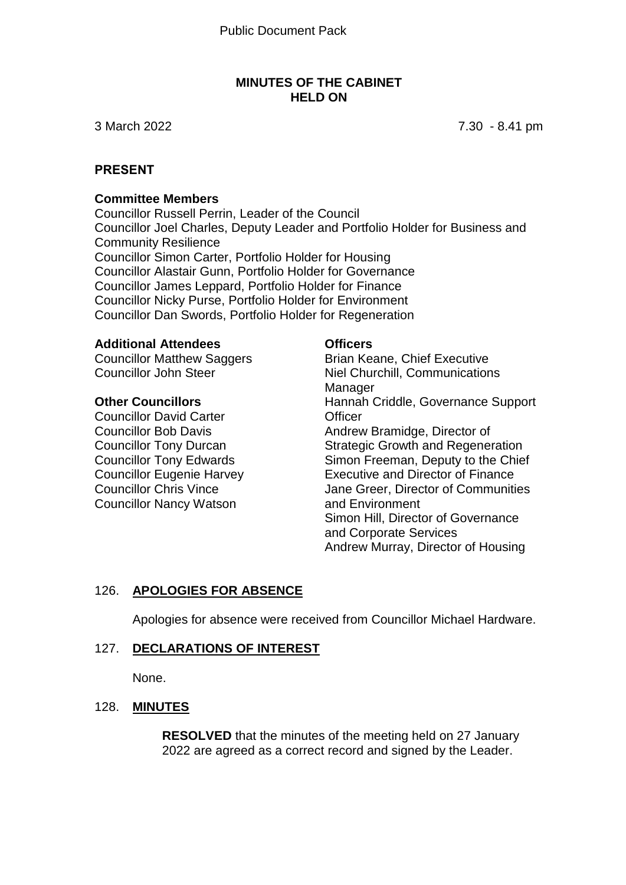Public Document Pack

**MINUTES OF THE CABINET HELD ON**

3 March 2022 7.30 - 8.41 pm

## PRESENT

### Committee Members

Councillor Russell Perrin, Leader of the Council
Councillor Joel Charles, Deputy Leader and Portfolio Holder for Business and Community Resilience
Councillor Simon Carter, Portfolio Holder for Housing
Councillor Alastair Gunn, Portfolio Holder for Governance
Councillor James Leppard, Portfolio Holder for Finance
Councillor Nicky Purse, Portfolio Holder for Environment
Councillor Dan Swords, Portfolio Holder for Regeneration

### Additional Attendees

Councillor Matthew Saggers
Councillor John Steer

### Other Councillors

Councillor David Carter
Councillor Bob Davis
Councillor Tony Durcan
Councillor Tony Edwards
Councillor Eugenie Harvey
Councillor Chris Vince
Councillor Nancy Watson

### Officers

Brian Keane, Chief Executive
Niel Churchill, Communications Manager
Hannah Criddle, Governance Support Officer
Andrew Bramidge, Director of Strategic Growth and Regeneration
Simon Freeman, Deputy to the Chief Executive and Director of Finance
Jane Greer, Director of Communities and Environment
Simon Hill, Director of Governance and Corporate Services
Andrew Murray, Director of Housing

## 126. APOLOGIES FOR ABSENCE

Apologies for absence were received from Councillor Michael Hardware.

## 127. DECLARATIONS OF INTEREST

None.

## 128. MINUTES

**RESOLVED** that the minutes of the meeting held on 27 January 2022 are agreed as a correct record and signed by the Leader.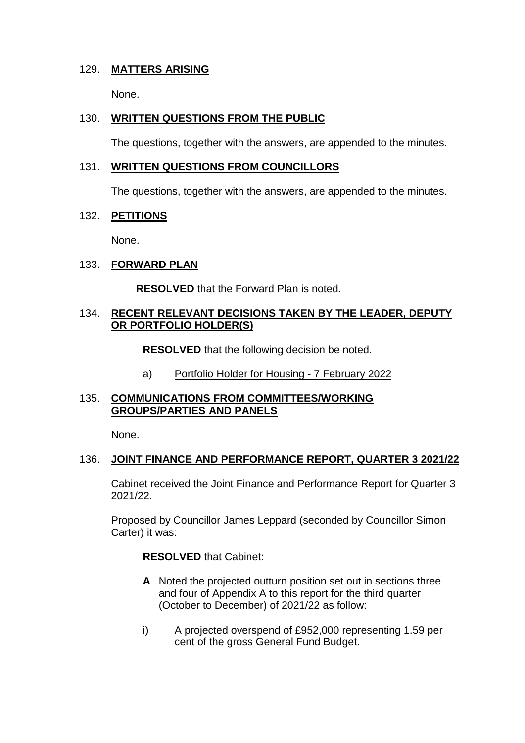129. **MATTERS ARISING**

None.

130. **WRITTEN QUESTIONS FROM THE PUBLIC**

The questions, together with the answers, are appended to the minutes.

131. **WRITTEN QUESTIONS FROM COUNCILLORS**

The questions, together with the answers, are appended to the minutes.

132. **PETITIONS**

None.

133. **FORWARD PLAN**

**RESOLVED** that the Forward Plan is noted.

134. **RECENT RELEVANT DECISIONS TAKEN BY THE LEADER, DEPUTY OR PORTFOLIO HOLDER(S)**

**RESOLVED** that the following decision be noted.

a) Portfolio Holder for Housing - 7 February 2022

135. **COMMUNICATIONS FROM COMMITTEES/WORKING GROUPS/PARTIES AND PANELS**

None.

136. **JOINT FINANCE AND PERFORMANCE REPORT, QUARTER 3 2021/22**

Cabinet received the Joint Finance and Performance Report for Quarter 3 2021/22.

Proposed by Councillor James Leppard (seconded by Councillor Simon Carter) it was:

**RESOLVED** that Cabinet:

**A** Noted the projected outturn position set out in sections three and four of Appendix A to this report for the third quarter (October to December) of 2021/22 as follow:

i) A projected overspend of £952,000 representing 1.59 per cent of the gross General Fund Budget.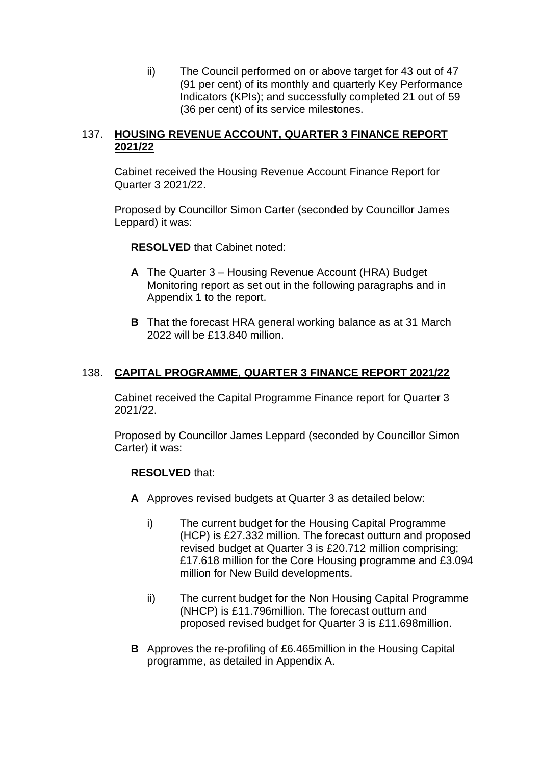ii) The Council performed on or above target for 43 out of 47 (91 per cent) of its monthly and quarterly Key Performance Indicators (KPIs); and successfully completed 21 out of 59 (36 per cent) of its service milestones.

## 137. HOUSING REVENUE ACCOUNT, QUARTER 3 FINANCE REPORT 2021/22

Cabinet received the Housing Revenue Account Finance Report for Quarter 3 2021/22.

Proposed by Councillor Simon Carter (seconded by Councillor James Leppard) it was:

**RESOLVED** that Cabinet noted:

**A** The Quarter 3 – Housing Revenue Account (HRA) Budget Monitoring report as set out in the following paragraphs and in Appendix 1 to the report.

**B** That the forecast HRA general working balance as at 31 March 2022 will be £13.840 million.

## 138. CAPITAL PROGRAMME, QUARTER 3 FINANCE REPORT 2021/22

Cabinet received the Capital Programme Finance report for Quarter 3 2021/22.

Proposed by Councillor James Leppard (seconded by Councillor Simon Carter) it was:

**RESOLVED** that:

**A** Approves revised budgets at Quarter 3 as detailed below:

i) The current budget for the Housing Capital Programme (HCP) is £27.332 million. The forecast outturn and proposed revised budget at Quarter 3 is £20.712 million comprising; £17.618 million for the Core Housing programme and £3.094 million for New Build developments.

ii) The current budget for the Non Housing Capital Programme (NHCP) is £11.796million. The forecast outturn and proposed revised budget for Quarter 3 is £11.698million.

**B** Approves the re-profiling of £6.465million in the Housing Capital programme, as detailed in Appendix A.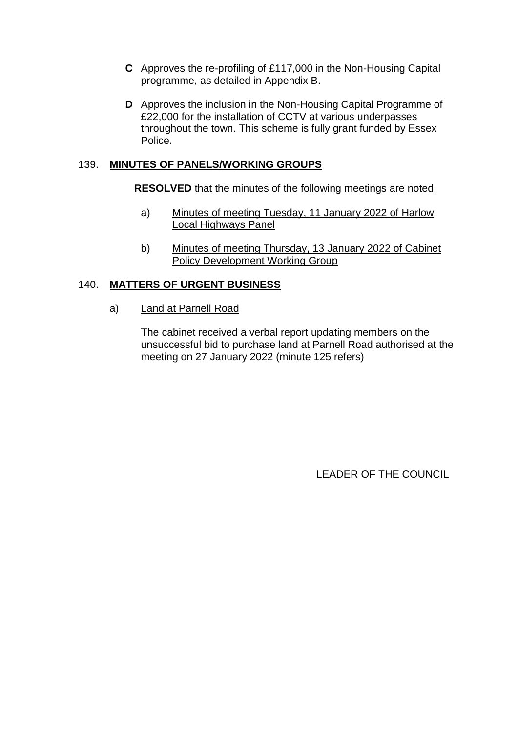**C** Approves the re-profiling of £117,000 in the Non-Housing Capital programme, as detailed in Appendix B.

**D** Approves the inclusion in the Non-Housing Capital Programme of £22,000 for the installation of CCTV at various underpasses throughout the town. This scheme is fully grant funded by Essex Police.

## 139. MINUTES OF PANELS/WORKING GROUPS

**RESOLVED** that the minutes of the following meetings are noted.

a) Minutes of meeting Tuesday, 11 January 2022 of Harlow Local Highways Panel

b) Minutes of meeting Thursday, 13 January 2022 of Cabinet Policy Development Working Group

## 140. MATTERS OF URGENT BUSINESS

a) Land at Parnell Road

The cabinet received a verbal report updating members on the unsuccessful bid to purchase land at Parnell Road authorised at the meeting on 27 January 2022 (minute 125 refers)

LEADER OF THE COUNCIL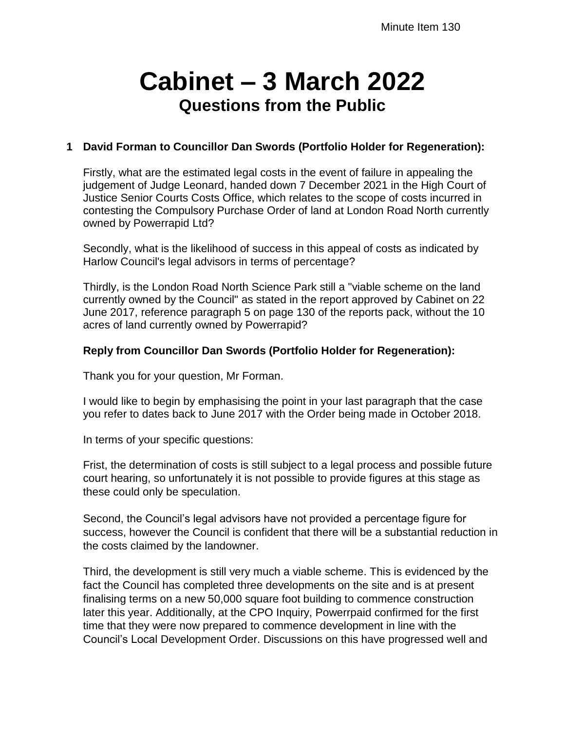Minute Item 130

# Cabinet – 3 March 2022

## Questions from the Public

**1 David Forman to Councillor Dan Swords (Portfolio Holder for Regeneration):**

Firstly, what are the estimated legal costs in the event of failure in appealing the judgement of Judge Leonard, handed down 7 December 2021 in the High Court of Justice Senior Courts Costs Office, which relates to the scope of costs incurred in contesting the Compulsory Purchase Order of land at London Road North currently owned by Powerrapid Ltd?

Secondly, what is the likelihood of success in this appeal of costs as indicated by Harlow Council's legal advisors in terms of percentage?

Thirdly, is the London Road North Science Park still a "viable scheme on the land currently owned by the Council" as stated in the report approved by Cabinet on 22 June 2017, reference paragraph 5 on page 130 of the reports pack, without the 10 acres of land currently owned by Powerrapid?

**Reply from Councillor Dan Swords (Portfolio Holder for Regeneration):**

Thank you for your question, Mr Forman.

I would like to begin by emphasising the point in your last paragraph that the case you refer to dates back to June 2017 with the Order being made in October 2018.

In terms of your specific questions:

Frist, the determination of costs is still subject to a legal process and possible future court hearing, so unfortunately it is not possible to provide figures at this stage as these could only be speculation.

Second, the Council's legal advisors have not provided a percentage figure for success, however the Council is confident that there will be a substantial reduction in the costs claimed by the landowner.

Third, the development is still very much a viable scheme. This is evidenced by the fact the Council has completed three developments on the site and is at present finalising terms on a new 50,000 square foot building to commence construction later this year. Additionally, at the CPO Inquiry, Powerrpaid confirmed for the first time that they were now prepared to commence development in line with the Council's Local Development Order. Discussions on this have progressed well and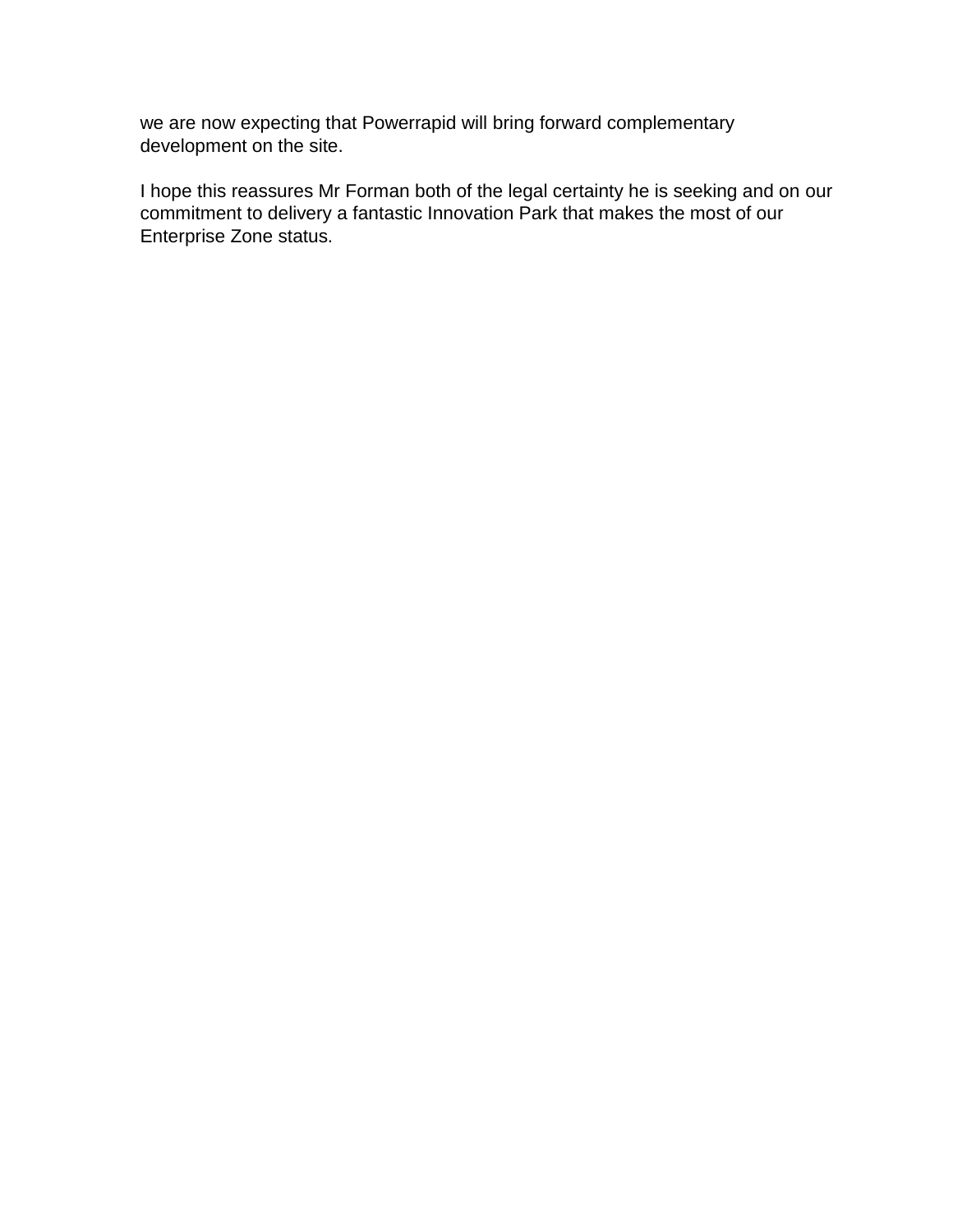we are now expecting that Powerrapid will bring forward complementary development on the site.

I hope this reassures Mr Forman both of the legal certainty he is seeking and on our commitment to delivery a fantastic Innovation Park that makes the most of our Enterprise Zone status.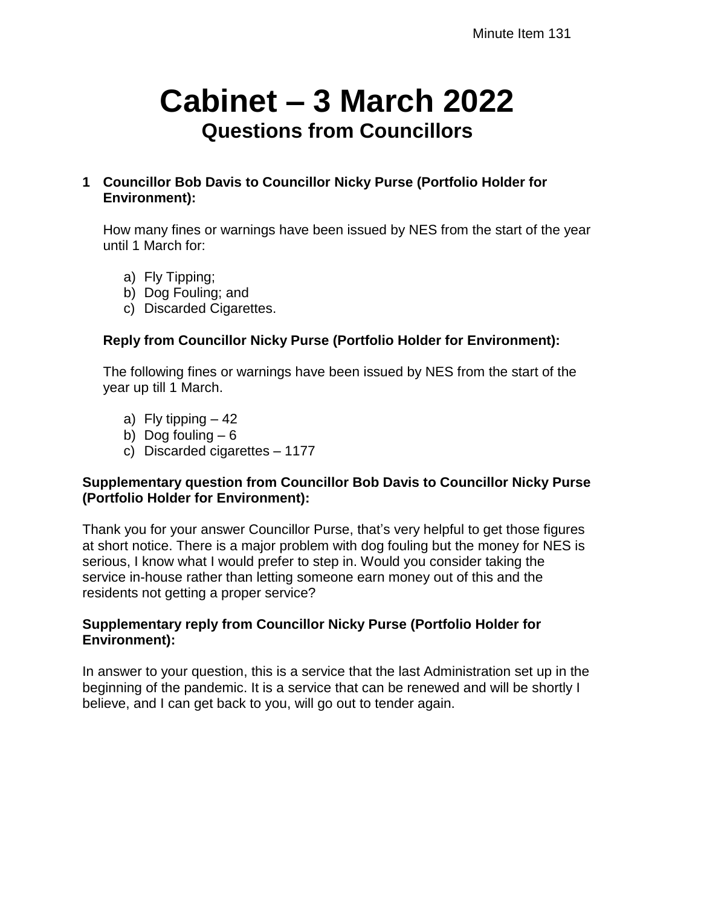Minute Item 131

# Cabinet – 3 March 2022

## Questions from Councillors

**1 Councillor Bob Davis to Councillor Nicky Purse (Portfolio Holder for Environment):**

How many fines or warnings have been issued by NES from the start of the year until 1 March for:

a) Fly Tipping;
b) Dog Fouling; and
c) Discarded Cigarettes.

**Reply from Councillor Nicky Purse (Portfolio Holder for Environment):**

The following fines or warnings have been issued by NES from the start of the year up till 1 March.

a) Fly tipping – 42
b) Dog fouling – 6
c) Discarded cigarettes – 1177

**Supplementary question from Councillor Bob Davis to Councillor Nicky Purse (Portfolio Holder for Environment):**

Thank you for your answer Councillor Purse, that's very helpful to get those figures at short notice. There is a major problem with dog fouling but the money for NES is serious, I know what I would prefer to step in. Would you consider taking the service in-house rather than letting someone earn money out of this and the residents not getting a proper service?

**Supplementary reply from Councillor Nicky Purse (Portfolio Holder for Environment):**

In answer to your question, this is a service that the last Administration set up in the beginning of the pandemic. It is a service that can be renewed and will be shortly I believe, and I can get back to you, will go out to tender again.